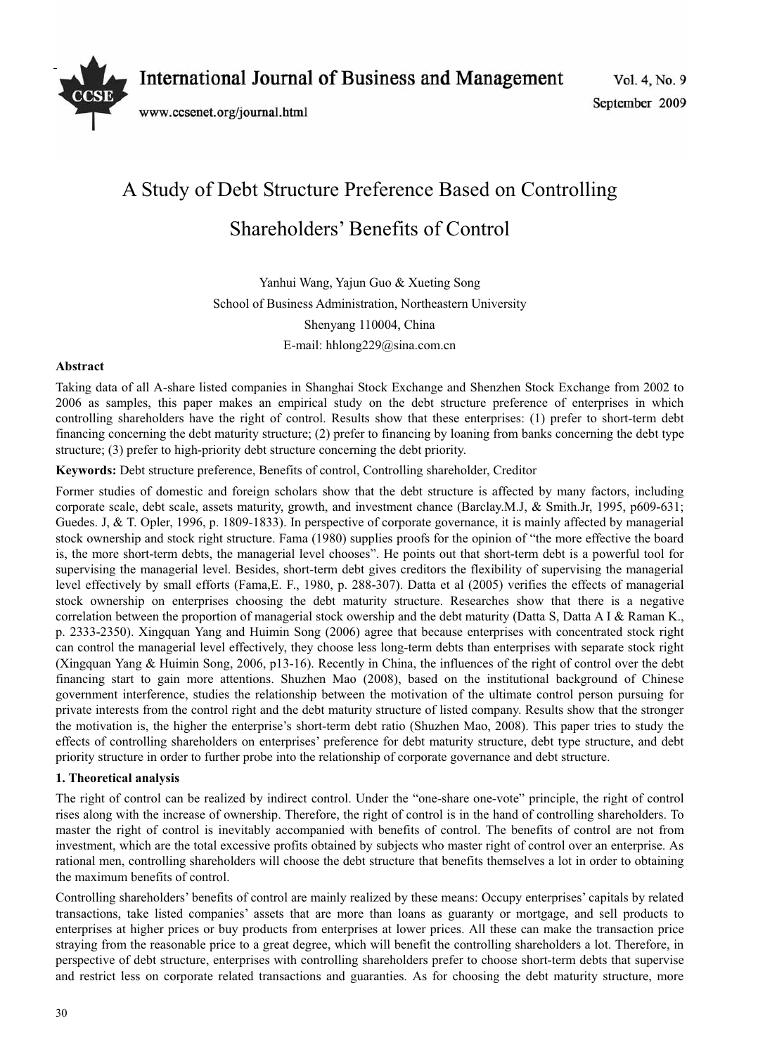# A Study of Debt Structure Preference Based on Controlling Shareholders' Benefits of Control

Yanhui Wang, Yajun Guo & Xueting Song

School of Business Administration, Northeastern University

Shenyang 110004, China

E-mail: hhlong229@sina.com.cn

**Abstract**

Taking data of all A-share listed companies in Shanghai Stock Exchange and Shenzhen Stock Exchange from 2002 to 2006 as samples, this paper makes an empirical study on the debt structure preference of enterprises in which controlling shareholders have the right of control. Results show that these enterprises: (1) prefer to short-term debt financing concerning the debt maturity structure; (2) prefer to financing by loaning from banks concerning the debt type structure; (3) prefer to high-priority debt structure concerning the debt priority.

**Keywords:** Debt structure preference, Benefits of control, Controlling shareholder, Creditor

Former studies of domestic and foreign scholars show that the debt structure is affected by many factors, including corporate scale, debt scale, assets maturity, growth, and investment chance (Barclay.M.J, & Smith.Jr, 1995, p609-631; Guedes. J, & T. Opler, 1996, p. 1809-1833). In perspective of corporate governance, it is mainly affected by managerial stock ownership and stock right structure. Fama (1980) supplies proofs for the opinion of "the more effective the board is, the more short-term debts, the managerial level chooses". He points out that short-term debt is a powerful tool for supervising the managerial level. Besides, short-term debt gives creditors the flexibility of supervising the managerial level effectively by small efforts (Fama,E. F., 1980, p. 288-307). Datta et al (2005) verifies the effects of managerial stock ownership on enterprises choosing the debt maturity structure. Researches show that there is a negative correlation between the proportion of managerial stock owership and the debt maturity (Datta S, Datta A I & Raman K., p. 2333-2350). Xingquan Yang and Huimin Song (2006) agree that because enterprises with concentrated stock right can control the managerial level effectively, they choose less long-term debts than enterprises with separate stock right (Xingquan Yang & Huimin Song, 2006, p13-16). Recently in China, the influences of the right of control over the debt financing start to gain more attentions. Shuzhen Mao (2008), based on the institutional background of Chinese government interference, studies the relationship between the motivation of the ultimate control person pursuing for private interests from the control right and the debt maturity structure of listed company. Results show that the stronger the motivation is, the higher the enterprise's short-term debt ratio (Shuzhen Mao, 2008). This paper tries to study the effects of controlling shareholders on enterprises' preference for debt maturity structure, debt type structure, and debt priority structure in order to further probe into the relationship of corporate governance and debt structure.

## 1. Theoretical analysis

The right of control can be realized by indirect control. Under the "one-share one-vote" principle, the right of control rises along with the increase of ownership. Therefore, the right of control is in the hand of controlling shareholders. To master the right of control is inevitably accompanied with benefits of control. The benefits of control are not from investment, which are the total excessive profits obtained by subjects who master right of control over an enterprise. As rational men, controlling shareholders will choose the debt structure that benefits themselves a lot in order to obtaining the maximum benefits of control.

Controlling shareholders' benefits of control are mainly realized by these means: Occupy enterprises' capitals by related transactions, take listed companies' assets that are more than loans as guaranty or mortgage, and sell products to enterprises at higher prices or buy products from enterprises at lower prices. All these can make the transaction price straying from the reasonable price to a great degree, which will benefit the controlling shareholders a lot. Therefore, in perspective of debt structure, enterprises with controlling shareholders prefer to choose short-term debts that supervise and restrict less on corporate related transactions and guaranties. As for choosing the debt maturity structure, more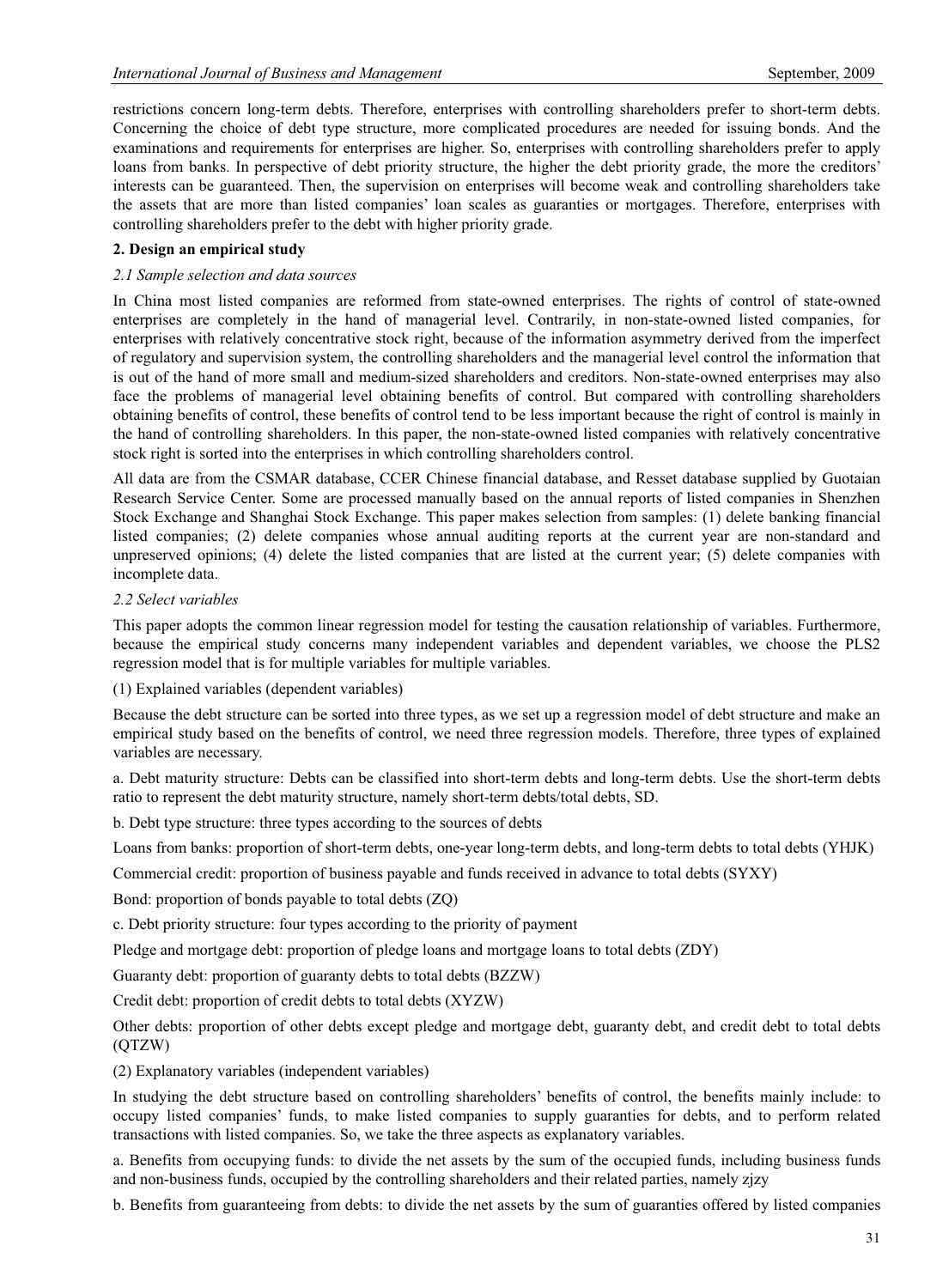restrictions concern long-term debts. Therefore, enterprises with controlling shareholders prefer to short-term debts. Concerning the choice of debt type structure, more complicated procedures are needed for issuing bonds. And the examinations and requirements for enterprises are higher. So, enterprises with controlling shareholders prefer to apply loans from banks. In perspective of debt priority structure, the higher the debt priority grade, the more the creditors' interests can be guaranteed. Then, the supervision on enterprises will become weak and controlling shareholders take the assets that are more than listed companies' loan scales as guaranties or mortgages. Therefore, enterprises with controlling shareholders prefer to the debt with higher priority grade.

## 2. Design an empirical study

### *2.1 Sample selection and data sources*

In China most listed companies are reformed from state-owned enterprises. The rights of control of state-owned enterprises are completely in the hand of managerial level. Contrarily, in non-state-owned listed companies, for enterprises with relatively concentrative stock right, because of the information asymmetry derived from the imperfect of regulatory and supervision system, the controlling shareholders and the managerial level control the information that is out of the hand of more small and medium-sized shareholders and creditors. Non-state-owned enterprises may also face the problems of managerial level obtaining benefits of control. But compared with controlling shareholders obtaining benefits of control, these benefits of control tend to be less important because the right of control is mainly in the hand of controlling shareholders. In this paper, the non-state-owned listed companies with relatively concentrative stock right is sorted into the enterprises in which controlling shareholders control.

All data are from the CSMAR database, CCER Chinese financial database, and Resset database supplied by Guotaian Research Service Center. Some are processed manually based on the annual reports of listed companies in Shenzhen Stock Exchange and Shanghai Stock Exchange. This paper makes selection from samples: (1) delete banking financial listed companies; (2) delete companies whose annual auditing reports at the current year are non-standard and unpreserved opinions; (4) delete the listed companies that are listed at the current year; (5) delete companies with incomplete data.

### *2.2 Select variables*

This paper adopts the common linear regression model for testing the causation relationship of variables. Furthermore, because the empirical study concerns many independent variables and dependent variables, we choose the PLS2 regression model that is for multiple variables for multiple variables.

(1) Explained variables (dependent variables)

Because the debt structure can be sorted into three types, as we set up a regression model of debt structure and make an empirical study based on the benefits of control, we need three regression models. Therefore, three types of explained variables are necessary.

a. Debt maturity structure: Debts can be classified into short-term debts and long-term debts. Use the short-term debts ratio to represent the debt maturity structure, namely short-term debts/total debts, SD.

b. Debt type structure: three types according to the sources of debts

Loans from banks: proportion of short-term debts, one-year long-term debts, and long-term debts to total debts (YHJK)

Commercial credit: proportion of business payable and funds received in advance to total debts (SYXY)

Bond: proportion of bonds payable to total debts (ZQ)

c. Debt priority structure: four types according to the priority of payment

Pledge and mortgage debt: proportion of pledge loans and mortgage loans to total debts (ZDY)

Guaranty debt: proportion of guaranty debts to total debts (BZZW)

Credit debt: proportion of credit debts to total debts (XYZW)

Other debts: proportion of other debts except pledge and mortgage debt, guaranty debt, and credit debt to total debts (QTZW)

(2) Explanatory variables (independent variables)

In studying the debt structure based on controlling shareholders' benefits of control, the benefits mainly include: to occupy listed companies' funds, to make listed companies to supply guaranties for debts, and to perform related transactions with listed companies. So, we take the three aspects as explanatory variables.

a. Benefits from occupying funds: to divide the net assets by the sum of the occupied funds, including business funds and non-business funds, occupied by the controlling shareholders and their related parties, namely zjzy

b. Benefits from guaranteeing from debts: to divide the net assets by the sum of guaranties offered by listed companies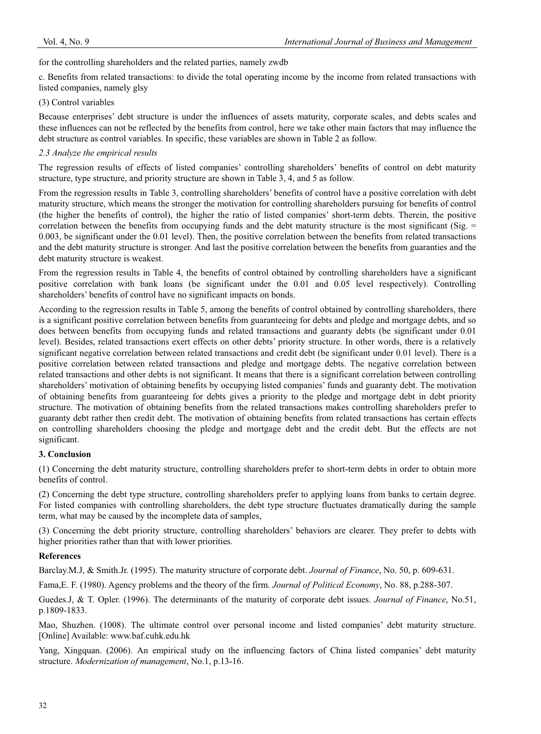for the controlling shareholders and the related parties, namely zwdb

c. Benefits from related transactions: to divide the total operating income by the income from related transactions with listed companies, namely glsy

(3) Control variables

Because enterprises' debt structure is under the influences of assets maturity, corporate scales, and debts scales and these influences can not be reflected by the benefits from control, here we take other main factors that may influence the debt structure as control variables. In specific, these variables are shown in Table 2 as follow.

### *2.3 Analyze the empirical results*

The regression results of effects of listed companies' controlling shareholders' benefits of control on debt maturity structure, type structure, and priority structure are shown in Table 3, 4, and 5 as follow.

From the regression results in Table 3, controlling shareholders' benefits of control have a positive correlation with debt maturity structure, which means the stronger the motivation for controlling shareholders pursuing for benefits of control (the higher the benefits of control), the higher the ratio of listed companies' short-term debts. Therein, the positive correlation between the benefits from occupying funds and the debt maturity structure is the most significant (Sig. = 0.003, be significant under the 0.01 level). Then, the positive correlation between the benefits from related transactions and the debt maturity structure is stronger. And last the positive correlation between the benefits from guaranties and the debt maturity structure is weakest.

From the regression results in Table 4, the benefits of control obtained by controlling shareholders have a significant positive correlation with bank loans (be significant under the 0.01 and 0.05 level respectively). Controlling shareholders' benefits of control have no significant impacts on bonds.

According to the regression results in Table 5, among the benefits of control obtained by controlling shareholders, there is a significant positive correlation between benefits from guaranteeing for debts and pledge and mortgage debts, and so does between benefits from occupying funds and related transactions and guaranty debts (be significant under 0.01 level). Besides, related transactions exert effects on other debts' priority structure. In other words, there is a relatively significant negative correlation between related transactions and credit debt (be significant under 0.01 level). There is a positive correlation between related transactions and pledge and mortgage debts. The negative correlation between related transactions and other debts is not significant. It means that there is a significant correlation between controlling shareholders' motivation of obtaining benefits by occupying listed companies' funds and guaranty debt. The motivation of obtaining benefits from guaranteeing for debts gives a priority to the pledge and mortgage debt in debt priority structure. The motivation of obtaining benefits from the related transactions makes controlling shareholders prefer to guaranty debt rather then credit debt. The motivation of obtaining benefits from related transactions has certain effects on controlling shareholders choosing the pledge and mortgage debt and the credit debt. But the effects are not significant.

## 3. Conclusion

(1) Concerning the debt maturity structure, controlling shareholders prefer to short-term debts in order to obtain more benefits of control.

(2) Concerning the debt type structure, controlling shareholders prefer to applying loans from banks to certain degree. For listed companies with controlling shareholders, the debt type structure fluctuates dramatically during the sample term, what may be caused by the incomplete data of samples,

(3) Concerning the debt priority structure, controlling shareholders' behaviors are clearer. They prefer to debts with higher priorities rather than that with lower priorities.

## References

Barclay.M.J, & Smith.Jr. (1995). The maturity structure of corporate debt. *Journal of Finance*, No. 50, p. 609-631.

Fama,E. F. (1980). Agency problems and the theory of the firm. *Journal of Political Economy*, No. 88, p.288-307.

Guedes.J, & T. Opler. (1996). The determinants of the maturity of corporate debt issues. *Journal of Finance*, No.51, p.1809-1833.

Mao, Shuzhen. (1008). The ultimate control over personal income and listed companies' debt maturity structure. [Online] Available: www.baf.cuhk.edu.hk

Yang, Xingquan. (2006). An empirical study on the influencing factors of China listed companies' debt maturity structure. *Modernization of management*, No.1, p.13-16.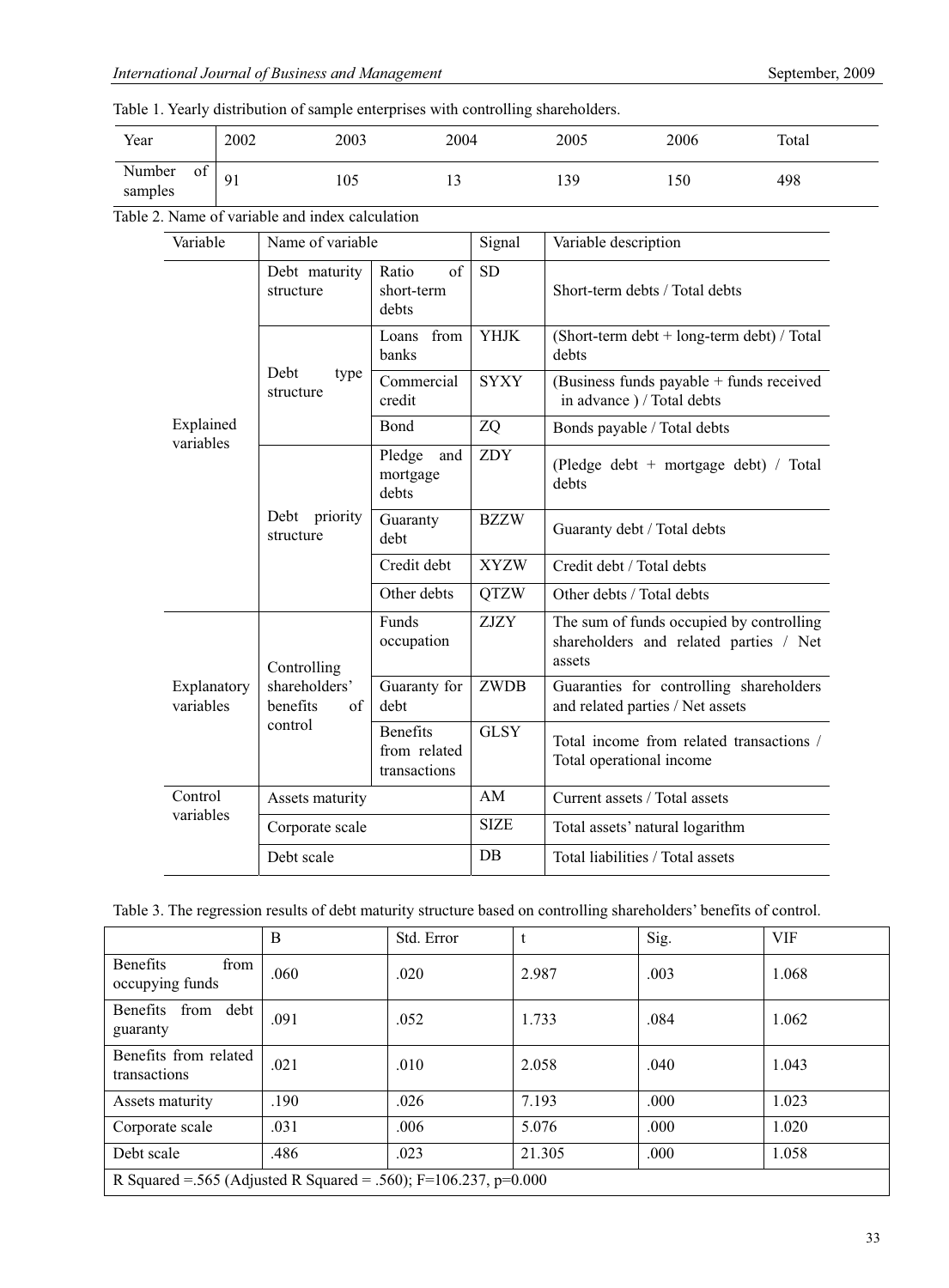Table 1. Yearly distribution of sample enterprises with controlling shareholders.

| Year | 2002 | 2003 | 2004 | 2005 | 2006 | Total |
|---|---|---|---|---|---|---|
| Number of samples | 91 | 105 | 13 | 139 | 150 | 498 |

Table 2. Name of variable and index calculation

| Variable | Name of variable | | Signal | Variable description |
|---|---|---|---|---|
| Explained variables | Debt maturity structure | Ratio of short-term debts | SD | Short-term debts / Total debts |
| | Debt type structure | Loans from banks | YHJK | (Short-term debt + long-term debt) / Total debts |
| | | Commercial credit | SYXY | (Business funds payable + funds received in advance ) / Total debts |
| | | Bond | ZQ | Bonds payable / Total debts |
| | Debt priority structure | Pledge and mortgage debts | ZDY | (Pledge debt + mortgage debt) / Total debts |
| | | Guaranty debt | BZZW | Guaranty debt / Total debts |
| | | Credit debt | XYZW | Credit debt / Total debts |
| | | Other debts | QTZW | Other debts / Total debts |
| Explanatory variables | Controlling shareholders' benefits of control | Funds occupation | ZJZY | The sum of funds occupied by controlling shareholders and related parties / Net assets |
| | | Guaranty for debt | ZWDB | Guaranties for controlling shareholders and related parties / Net assets |
| | | Benefits from related transactions | GLSY | Total income from related transactions / Total operational income |
| Control variables | Assets maturity | | AM | Current assets / Total assets |
| | Corporate scale | | SIZE | Total assets' natural logarithm |
| | Debt scale | | DB | Total liabilities / Total assets |

Table 3. The regression results of debt maturity structure based on controlling shareholders' benefits of control.

| | B | Std. Error | t | Sig. | VIF |
|---|---|---|---|---|---|
| Benefits from occupying funds | .060 | .020 | 2.987 | .003 | 1.068 |
| Benefits from debt guaranty | .091 | .052 | 1.733 | .084 | 1.062 |
| Benefits from related transactions | .021 | .010 | 2.058 | .040 | 1.043 |
| Assets maturity | .190 | .026 | 7.193 | .000 | 1.023 |
| Corporate scale | .031 | .006 | 5.076 | .000 | 1.020 |
| Debt scale | .486 | .023 | 21.305 | .000 | 1.058 |
| R Squared =.565 (Adjusted R Squared = .560); F=106.237, p=0.000 | | | | | |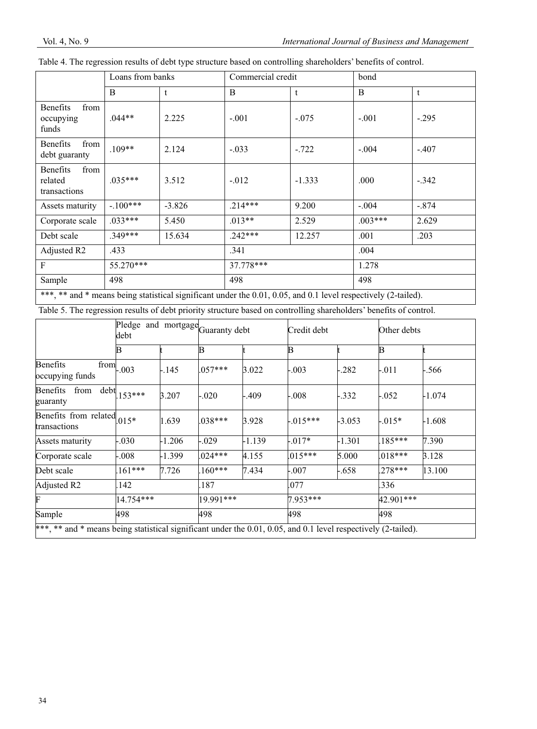Table 4. The regression results of debt type structure based on controlling shareholders' benefits of control.

| | Loans from banks | | Commercial credit | | bond | |
|---|---|---|---|---|---|---|
| | B | t | B | t | B | t |
| Benefits from occupying funds | .044** | 2.225 | -.001 | -.075 | -.001 | -.295 |
| Benefits from debt guaranty | .109** | 2.124 | -.033 | -.722 | -.004 | -.407 |
| Benefits from related transactions | .035*** | 3.512 | -.012 | -1.333 | .000 | -.342 |
| Assets maturity | -.100*** | -3.826 | .214*** | 9.200 | -.004 | -.874 |
| Corporate scale | .033*** | 5.450 | .013** | 2.529 | .003*** | 2.629 |
| Debt scale | .349*** | 15.634 | .242*** | 12.257 | .001 | .203 |
| Adjusted R2 | .433 | | .341 | | .004 | |
| F | 55.270*** | | 37.778*** | | 1.278 | |
| Sample | 498 | | 498 | | 498 | |
| ***, ** and * means being statistical significant under the 0.01, 0.05, and 0.1 level respectively (2-tailed). | | | | | | |

Table 5. The regression results of debt priority structure based on controlling shareholders' benefits of control.

| | Pledge and mortgage debt | | Guaranty debt | | Credit debt | | Other debts | |
|---|---|---|---|---|---|---|---|---|
| | B | t | B | t | B | t | B | t |
| Benefits from occupying funds | -.003 | -.145 | .057*** | 3.022 | -.003 | -.282 | -.011 | -.566 |
| Benefits from debt guaranty | .153*** | 3.207 | -.020 | -.409 | -.008 | -.332 | -.052 | -1.074 |
| Benefits from related transactions | .015* | 1.639 | .038*** | 3.928 | -.015*** | -3.053 | -.015* | -1.608 |
| Assets maturity | -.030 | -1.206 | -.029 | -1.139 | -.017* | -1.301 | .185*** | 7.390 |
| Corporate scale | -.008 | -1.399 | .024*** | 4.155 | .015*** | 5.000 | .018*** | 3.128 |
| Debt scale | .161*** | 7.726 | .160*** | 7.434 | -.007 | -.658 | .278*** | 13.100 |
| Adjusted R2 | .142 | | .187 | | .077 | | .336 | |
| F | 14.754*** | | 19.991*** | | 7.953*** | | 42.901*** | |
| Sample | 498 | | 498 | | 498 | | 498 | |
| ***, ** and * means being statistical significant under the 0.01, 0.05, and 0.1 level respectively (2-tailed). | | | | | | | | |